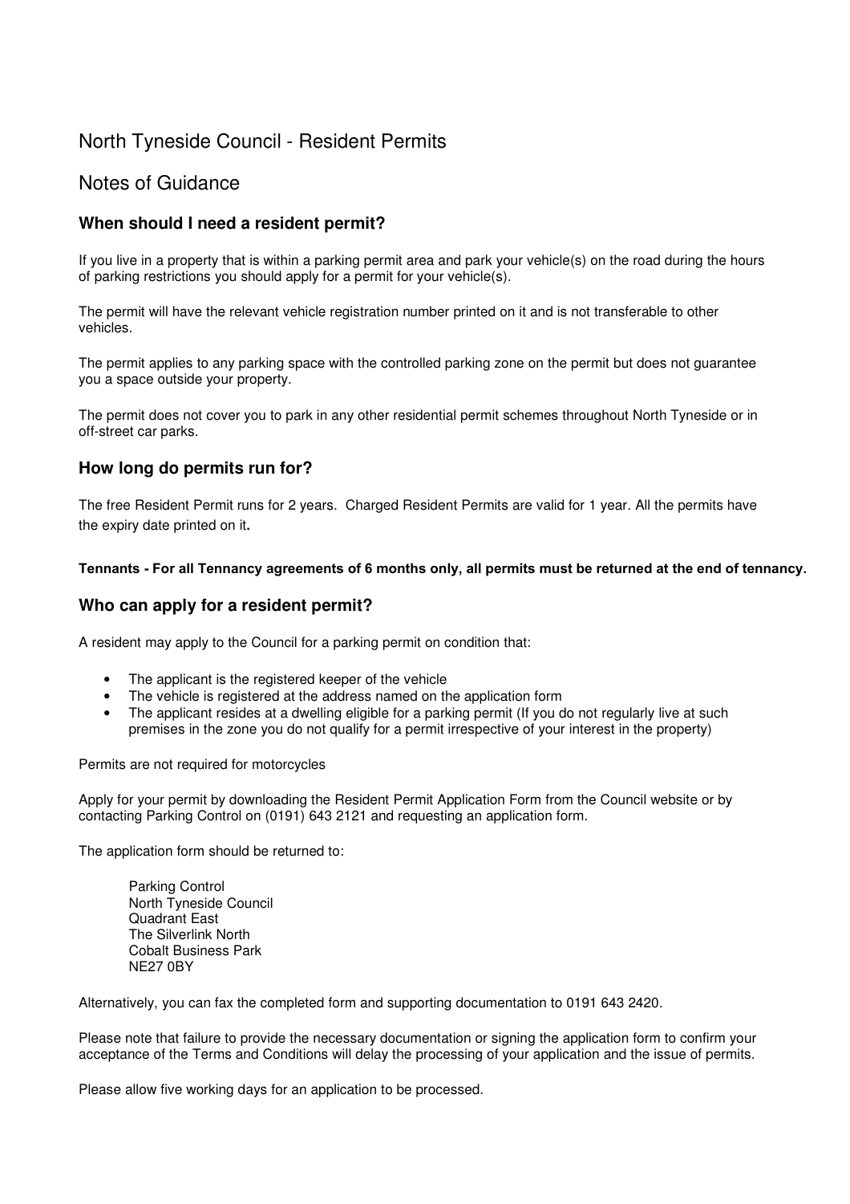# North Tyneside Council - Resident Permits

## Notes of Guidance

### When should I need a resident permit?

If you live in a property that is within a parking permit area and park your vehicle(s) on the road during the hours of parking restrictions you should apply for a permit for your vehicle(s).

The permit will have the relevant vehicle registration number printed on it and is not transferable to other vehicles.

The permit applies to any parking space with the controlled parking zone on the permit but does not guarantee you a space outside your property.

The permit does not cover you to park in any other residential permit schemes throughout North Tyneside or in off-street car parks.

### How long do permits run for?

The free Resident Permit runs for 2 years. Charged Resident Permits are valid for 1 year. All the permits have the expiry date printed on it**.**

**Tennants - For all Tennancy agreements of 6 months only, all permits must be returned at the end of tennancy.**

### Who can apply for a resident permit?

A resident may apply to the Council for a parking permit on condition that:

- The applicant is the registered keeper of the vehicle
- The vehicle is registered at the address named on the application form
- The applicant resides at a dwelling eligible for a parking permit (If you do not regularly live at such premises in the zone you do not qualify for a permit irrespective of your interest in the property)

Permits are not required for motorcycles

Apply for your permit by downloading the Resident Permit Application Form from the Council website or by contacting Parking Control on (0191) 643 2121 and requesting an application form.

The application form should be returned to:

Parking Control
North Tyneside Council
Quadrant East
The Silverlink North
Cobalt Business Park
NE27 0BY

Alternatively, you can fax the completed form and supporting documentation to 0191 643 2420.

Please note that failure to provide the necessary documentation or signing the application form to confirm your acceptance of the Terms and Conditions will delay the processing of your application and the issue of permits.

Please allow five working days for an application to be processed.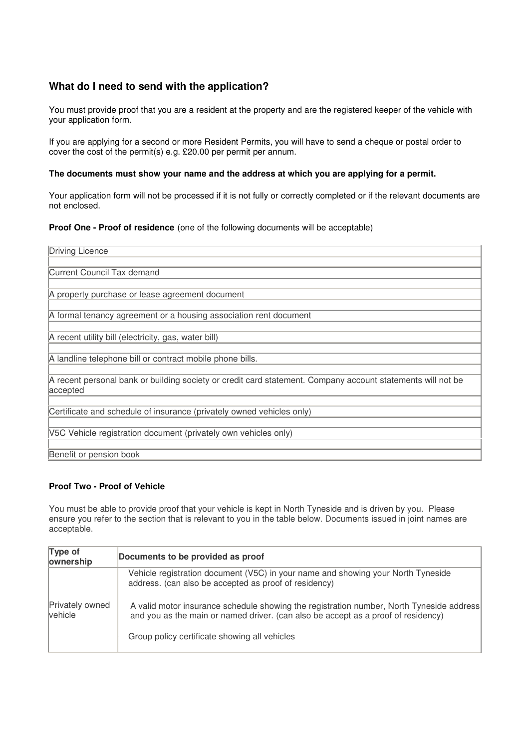## What do I need to send with the application?

You must provide proof that you are a resident at the property and are the registered keeper of the vehicle with your application form.

If you are applying for a second or more Resident Permits, you will have to send a cheque or postal order to cover the cost of the permit(s) e.g. £20.00 per permit per annum.

**The documents must show your name and the address at which you are applying for a permit.**

Your application form will not be processed if it is not fully or correctly completed or if the relevant documents are not enclosed.

**Proof One - Proof of residence** (one of the following documents will be acceptable)

| |
|---|
| Driving Licence |
| Current Council Tax demand |
| A property purchase or lease agreement document |
| A formal tenancy agreement or a housing association rent document |
| A recent utility bill (electricity, gas, water bill) |
| A landline telephone bill or contract mobile phone bills. |
| A recent personal bank or building society or credit card statement. Company account statements will not be accepted |
| Certificate and schedule of insurance (privately owned vehicles only) |
| V5C Vehicle registration document (privately own vehicles only) |
| Benefit or pension book |

**Proof Two - Proof of Vehicle**

You must be able to provide proof that your vehicle is kept in North Tyneside and is driven by you. Please ensure you refer to the section that is relevant to you in the table below. Documents issued in joint names are acceptable.

| Type of ownership | Documents to be provided as proof |
|---|---|
| Privately owned vehicle | Vehicle registration document (V5C) in your name and showing your North Tyneside address. (can also be accepted as proof of residency)<br><br>A valid motor insurance schedule showing the registration number, North Tyneside address and you as the main or named driver. (can also be accept as a proof of residency)<br><br>Group policy certificate showing all vehicles |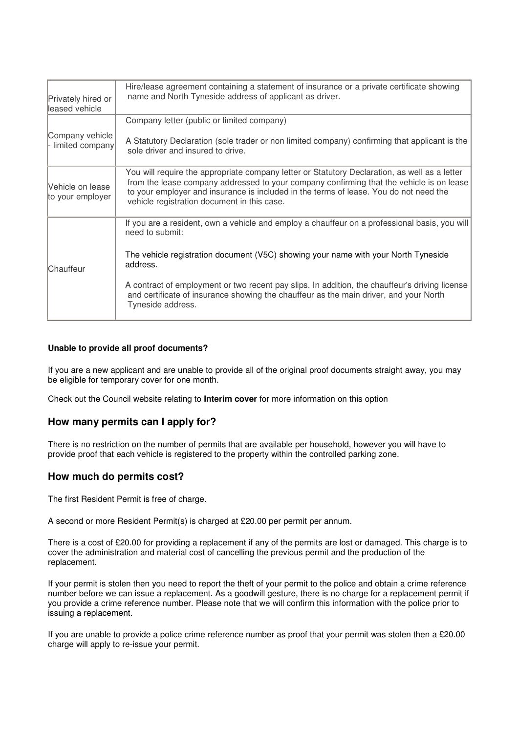| | |
|---|---|
| Privately hired or leased vehicle | Hire/lease agreement containing a statement of insurance or a private certificate showing name and North Tyneside address of applicant as driver. |
| Company vehicle - limited company | Company letter (public or limited company)<br><br>A Statutory Declaration (sole trader or non limited company) confirming that applicant is the sole driver and insured to drive. |
| Vehicle on lease to your employer | You will require the appropriate company letter or Statutory Declaration, as well as a letter from the lease company addressed to your company confirming that the vehicle is on lease to your employer and insurance is included in the terms of lease. You do not need the vehicle registration document in this case. |
| Chauffeur | If you are a resident, own a vehicle and employ a chauffeur on a professional basis, you will need to submit:<br><br>The vehicle registration document (V5C) showing your name with your North Tyneside address.<br><br>A contract of employment or two recent pay slips. In addition, the chauffeur's driving license and certificate of insurance showing the chauffeur as the main driver, and your North Tyneside address. |

**Unable to provide all proof documents?**

If you are a new applicant and are unable to provide all of the original proof documents straight away, you may be eligible for temporary cover for one month.

Check out the Council website relating to **Interim cover** for more information on this option

## How many permits can I apply for?

There is no restriction on the number of permits that are available per household, however you will have to provide proof that each vehicle is registered to the property within the controlled parking zone.

## How much do permits cost?

The first Resident Permit is free of charge.

A second or more Resident Permit(s) is charged at £20.00 per permit per annum.

There is a cost of £20.00 for providing a replacement if any of the permits are lost or damaged. This charge is to cover the administration and material cost of cancelling the previous permit and the production of the replacement.

If your permit is stolen then you need to report the theft of your permit to the police and obtain a crime reference number before we can issue a replacement. As a goodwill gesture, there is no charge for a replacement permit if you provide a crime reference number. Please note that we will confirm this information with the police prior to issuing a replacement.

If you are unable to provide a police crime reference number as proof that your permit was stolen then a £20.00 charge will apply to re-issue your permit.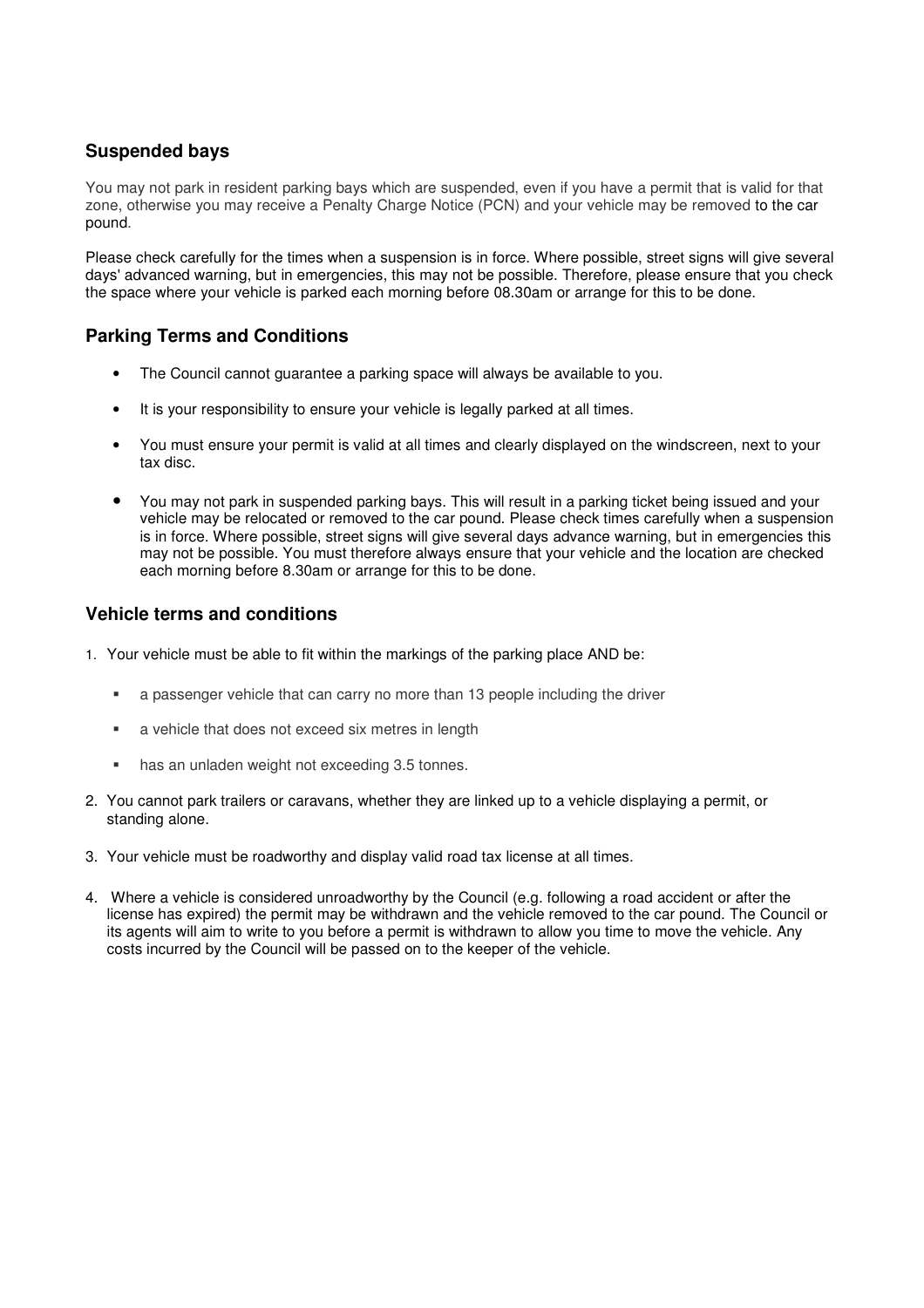## Suspended bays

You may not park in resident parking bays which are suspended, even if you have a permit that is valid for that zone, otherwise you may receive a Penalty Charge Notice (PCN) and your vehicle may be removed to the car pound.

Please check carefully for the times when a suspension is in force. Where possible, street signs will give several days' advanced warning, but in emergencies, this may not be possible. Therefore, please ensure that you check the space where your vehicle is parked each morning before 08.30am or arrange for this to be done.

## Parking Terms and Conditions

- The Council cannot guarantee a parking space will always be available to you.
- It is your responsibility to ensure your vehicle is legally parked at all times.
- You must ensure your permit is valid at all times and clearly displayed on the windscreen, next to your tax disc.
- You may not park in suspended parking bays. This will result in a parking ticket being issued and your vehicle may be relocated or removed to the car pound. Please check times carefully when a suspension is in force. Where possible, street signs will give several days advance warning, but in emergencies this may not be possible. You must therefore always ensure that your vehicle and the location are checked each morning before 8.30am or arrange for this to be done.

## Vehicle terms and conditions

1. Your vehicle must be able to fit within the markings of the parking place AND be:
   - a passenger vehicle that can carry no more than 13 people including the driver
   - a vehicle that does not exceed six metres in length
   - has an unladen weight not exceeding 3.5 tonnes.
2. You cannot park trailers or caravans, whether they are linked up to a vehicle displaying a permit, or standing alone.
3. Your vehicle must be roadworthy and display valid road tax license at all times.
4. Where a vehicle is considered unroadworthy by the Council (e.g. following a road accident or after the license has expired) the permit may be withdrawn and the vehicle removed to the car pound. The Council or its agents will aim to write to you before a permit is withdrawn to allow you time to move the vehicle. Any costs incurred by the Council will be passed on to the keeper of the vehicle.